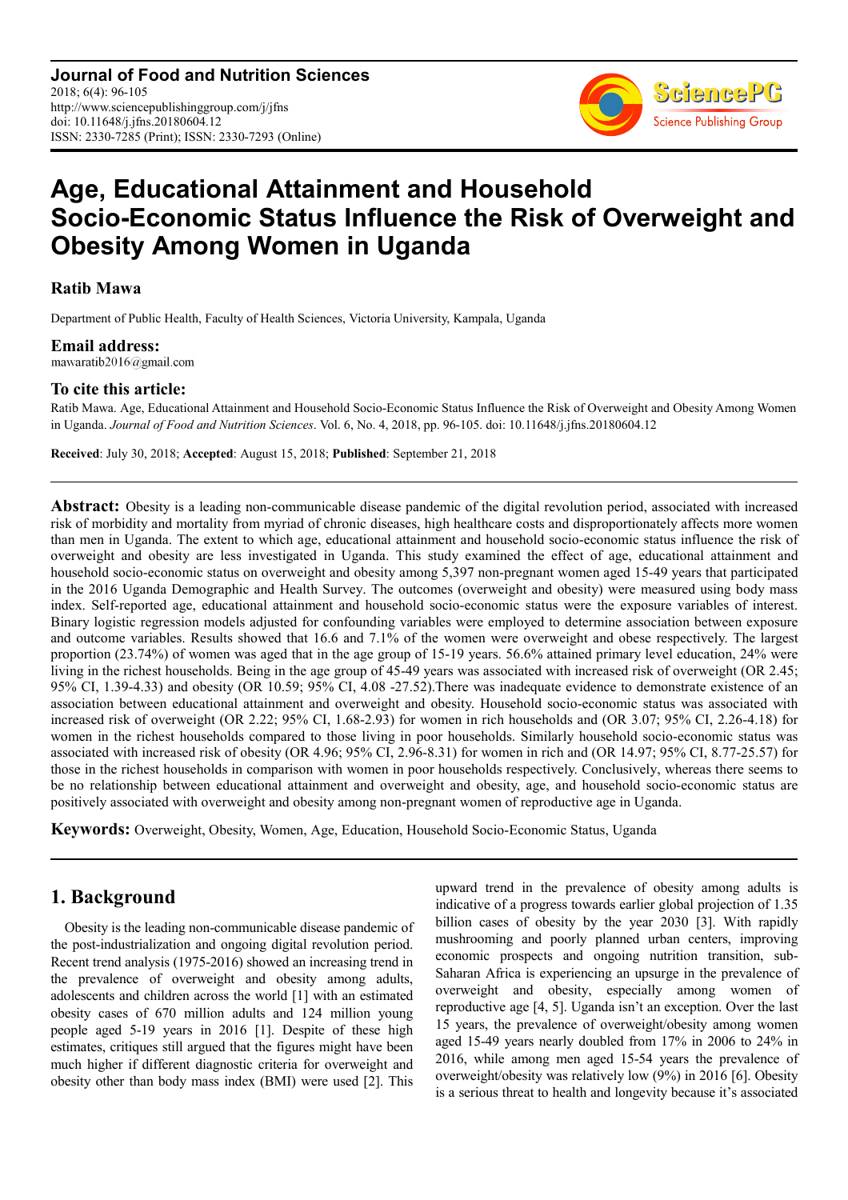**Journal of Food and Nutrition Sciences**
2018; 6(4): 96-105
http://www.sciencepublishinggroup.com/j/jfns
doi: 10.11648/j.jfns.20180604.12
ISSN: 2330-7285 (Print); ISSN: 2330-7293 (Online)

# Age, Educational Attainment and Household Socio-Economic Status Influence the Risk of Overweight and Obesity Among Women in Uganda

**Ratib Mawa**

Department of Public Health, Faculty of Health Sciences, Victoria University, Kampala, Uganda

**Email address:**

mawaratib2016@gmail.com

**To cite this article:**

Ratib Mawa. Age, Educational Attainment and Household Socio-Economic Status Influence the Risk of Overweight and Obesity Among Women in Uganda. *Journal of Food and Nutrition Sciences*. Vol. 6, No. 4, 2018, pp. 96-105. doi: 10.11648/j.jfns.20180604.12

**Received**: July 30, 2018; **Accepted**: August 15, 2018; **Published**: September 21, 2018

---

**Abstract:** Obesity is a leading non-communicable disease pandemic of the digital revolution period, associated with increased risk of morbidity and mortality from myriad of chronic diseases, high healthcare costs and disproportionately affects more women than men in Uganda. The extent to which age, educational attainment and household socio-economic status influence the risk of overweight and obesity are less investigated in Uganda. This study examined the effect of age, educational attainment and household socio-economic status on overweight and obesity among 5,397 non-pregnant women aged 15-49 years that participated in the 2016 Uganda Demographic and Health Survey. The outcomes (overweight and obesity) were measured using body mass index. Self-reported age, educational attainment and household socio-economic status were the exposure variables of interest. Binary logistic regression models adjusted for confounding variables were employed to determine association between exposure and outcome variables. Results showed that 16.6 and 7.1% of the women were overweight and obese respectively. The largest proportion (23.74%) of women was aged that in the age group of 15-19 years. 56.6% attained primary level education, 24% were living in the richest households. Being in the age group of 45-49 years was associated with increased risk of overweight (OR 2.45; 95% CI, 1.39-4.33) and obesity (OR 10.59; 95% CI, 4.08 -27.52).There was inadequate evidence to demonstrate existence of an association between educational attainment and overweight and obesity. Household socio-economic status was associated with increased risk of overweight (OR 2.22; 95% CI, 1.68-2.93) for women in rich households and (OR 3.07; 95% CI, 2.26-4.18) for women in the richest households compared to those living in poor households. Similarly household socio-economic status was associated with increased risk of obesity (OR 4.96; 95% CI, 2.96-8.31) for women in rich and (OR 14.97; 95% CI, 8.77-25.57) for those in the richest households in comparison with women in poor households respectively. Conclusively, whereas there seems to be no relationship between educational attainment and overweight and obesity, age, and household socio-economic status are positively associated with overweight and obesity among non-pregnant women of reproductive age in Uganda.

**Keywords:** Overweight, Obesity, Women, Age, Education, Household Socio-Economic Status, Uganda

---

## 1. Background

Obesity is the leading non-communicable disease pandemic of the post-industrialization and ongoing digital revolution period. Recent trend analysis (1975-2016) showed an increasing trend in the prevalence of overweight and obesity among adults, adolescents and children across the world [1] with an estimated obesity cases of 670 million adults and 124 million young people aged 5-19 years in 2016 [1]. Despite of these high estimates, critiques still argued that the figures might have been much higher if different diagnostic criteria for overweight and obesity other than body mass index (BMI) were used [2]. This upward trend in the prevalence of obesity among adults is indicative of a progress towards earlier global projection of 1.35 billion cases of obesity by the year 2030 [3]. With rapidly mushrooming and poorly planned urban centers, improving economic prospects and ongoing nutrition transition, sub-Saharan Africa is experiencing an upsurge in the prevalence of overweight and obesity, especially among women of reproductive age [4, 5]. Uganda isn't an exception. Over the last 15 years, the prevalence of overweight/obesity among women aged 15-49 years nearly doubled from 17% in 2006 to 24% in 2016, while among men aged 15-54 years the prevalence of overweight/obesity was relatively low (9%) in 2016 [6]. Obesity is a serious threat to health and longevity because it's associated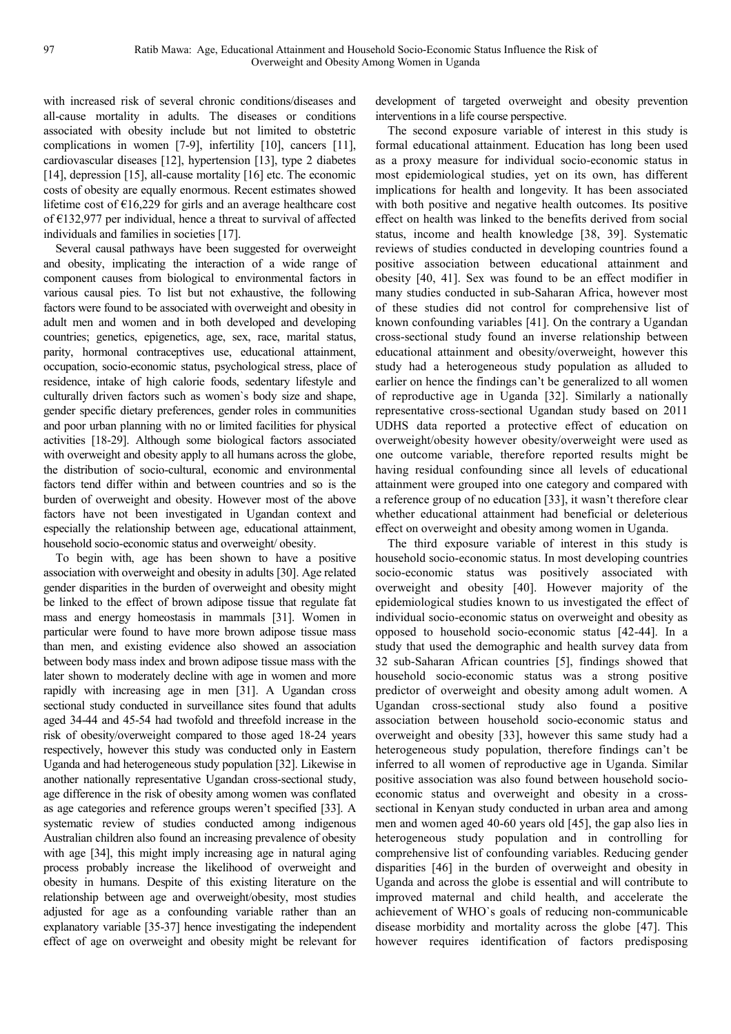with increased risk of several chronic conditions/diseases and all-cause mortality in adults. The diseases or conditions associated with obesity include but not limited to obstetric complications in women [7-9], infertility [10], cancers [11], cardiovascular diseases [12], hypertension [13], type 2 diabetes [14], depression [15], all-cause mortality [16] etc. The economic costs of obesity are equally enormous. Recent estimates showed lifetime cost of €16,229 for girls and an average healthcare cost of €132,977 per individual, hence a threat to survival of affected individuals and families in societies [17].

Several causal pathways have been suggested for overweight and obesity, implicating the interaction of a wide range of component causes from biological to environmental factors in various causal pies. To list but not exhaustive, the following factors were found to be associated with overweight and obesity in adult men and women and in both developed and developing countries; genetics, epigenetics, age, sex, race, marital status, parity, hormonal contraceptives use, educational attainment, occupation, socio-economic status, psychological stress, place of residence, intake of high calorie foods, sedentary lifestyle and culturally driven factors such as women`s body size and shape, gender specific dietary preferences, gender roles in communities and poor urban planning with no or limited facilities for physical activities [18-29]. Although some biological factors associated with overweight and obesity apply to all humans across the globe, the distribution of socio-cultural, economic and environmental factors tend differ within and between countries and so is the burden of overweight and obesity. However most of the above factors have not been investigated in Ugandan context and especially the relationship between age, educational attainment, household socio-economic status and overweight/ obesity.

To begin with, age has been shown to have a positive association with overweight and obesity in adults [30]. Age related gender disparities in the burden of overweight and obesity might be linked to the effect of brown adipose tissue that regulate fat mass and energy homeostasis in mammals [31]. Women in particular were found to have more brown adipose tissue mass than men, and existing evidence also showed an association between body mass index and brown adipose tissue mass with the later shown to moderately decline with age in women and more rapidly with increasing age in men [31]. A Ugandan cross sectional study conducted in surveillance sites found that adults aged 34-44 and 45-54 had twofold and threefold increase in the risk of obesity/overweight compared to those aged 18-24 years respectively, however this study was conducted only in Eastern Uganda and had heterogeneous study population [32]. Likewise in another nationally representative Ugandan cross-sectional study, age difference in the risk of obesity among women was conflated as age categories and reference groups weren't specified [33]. A systematic review of studies conducted among indigenous Australian children also found an increasing prevalence of obesity with age [34], this might imply increasing age in natural aging process probably increase the likelihood of overweight and obesity in humans. Despite of this existing literature on the relationship between age and overweight/obesity, most studies adjusted for age as a confounding variable rather than an explanatory variable [35-37] hence investigating the independent effect of age on overweight and obesity might be relevant for development of targeted overweight and obesity prevention interventions in a life course perspective.

The second exposure variable of interest in this study is formal educational attainment. Education has long been used as a proxy measure for individual socio-economic status in most epidemiological studies, yet on its own, has different implications for health and longevity. It has been associated with both positive and negative health outcomes. Its positive effect on health was linked to the benefits derived from social status, income and health knowledge [38, 39]. Systematic reviews of studies conducted in developing countries found a positive association between educational attainment and obesity [40, 41]. Sex was found to be an effect modifier in many studies conducted in sub-Saharan Africa, however most of these studies did not control for comprehensive list of known confounding variables [41]. On the contrary a Ugandan cross-sectional study found an inverse relationship between educational attainment and obesity/overweight, however this study had a heterogeneous study population as alluded to earlier on hence the findings can't be generalized to all women of reproductive age in Uganda [32]. Similarly a nationally representative cross-sectional Ugandan study based on 2011 UDHS data reported a protective effect of education on overweight/obesity however obesity/overweight were used as one outcome variable, therefore reported results might be having residual confounding since all levels of educational attainment were grouped into one category and compared with a reference group of no education [33], it wasn't therefore clear whether educational attainment had beneficial or deleterious effect on overweight and obesity among women in Uganda.

The third exposure variable of interest in this study is household socio-economic status. In most developing countries socio-economic status was positively associated with overweight and obesity [40]. However majority of the epidemiological studies known to us investigated the effect of individual socio-economic status on overweight and obesity as opposed to household socio-economic status [42-44]. In a study that used the demographic and health survey data from 32 sub-Saharan African countries [5], findings showed that household socio-economic status was a strong positive predictor of overweight and obesity among adult women. A Ugandan cross-sectional study also found a positive association between household socio-economic status and overweight and obesity [33], however this same study had a heterogeneous study population, therefore findings can't be inferred to all women of reproductive age in Uganda. Similar positive association was also found between household socio-economic status and overweight and obesity in a cross-sectional in Kenyan study conducted in urban area and among men and women aged 40-60 years old [45], the gap also lies in heterogeneous study population and in controlling for comprehensive list of confounding variables. Reducing gender disparities [46] in the burden of overweight and obesity in Uganda and across the globe is essential and will contribute to improved maternal and child health, and accelerate the achievement of WHO`s goals of reducing non-communicable disease morbidity and mortality across the globe [47]. This however requires identification of factors predisposing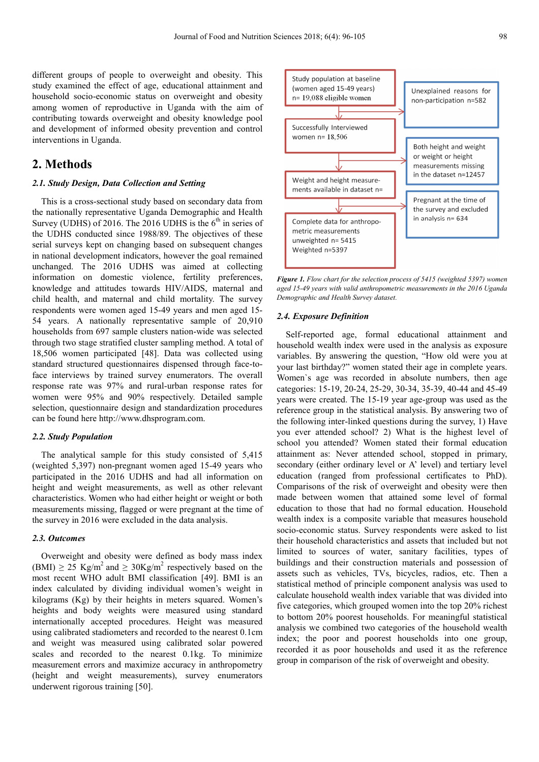different groups of people to overweight and obesity. This study examined the effect of age, educational attainment and household socio-economic status on overweight and obesity among women of reproductive in Uganda with the aim of contributing towards overweight and obesity knowledge pool and development of informed obesity prevention and control interventions in Uganda.

## 2. Methods

### 2.1. Study Design, Data Collection and Setting

This is a cross-sectional study based on secondary data from the nationally representative Uganda Demographic and Health Survey (UDHS) of 2016. The 2016 UDHS is the 6th in series of the UDHS conducted since 1988/89. The objectives of these serial surveys kept on changing based on subsequent changes in national development indicators, however the goal remained unchanged. The 2016 UDHS was aimed at collecting information on domestic violence, fertility preferences, knowledge and attitudes towards HIV/AIDS, maternal and child health, and maternal and child mortality. The survey respondents were women aged 15-49 years and men aged 15-54 years. A nationally representative sample of 20,910 households from 697 sample clusters nation-wide was selected through two stage stratified cluster sampling method. A total of 18,506 women participated [48]. Data was collected using standard structured questionnaires dispensed through face-to-face interviews by trained survey enumerators. The overall response rate was 97% and rural-urban response rates for women were 95% and 90% respectively. Detailed sample selection, questionnaire design and standardization procedures can be found here http://www.dhsprogram.com.

### 2.2. Study Population

The analytical sample for this study consisted of 5,415 (weighted 5,397) non-pregnant women aged 15-49 years who participated in the 2016 UDHS and had all information on height and weight measurements, as well as other relevant characteristics. Women who had either height or weight or both measurements missing, flagged or were pregnant at the time of the survey in 2016 were excluded in the data analysis.

### 2.3. Outcomes

Overweight and obesity were defined as body mass index (BMI) $\geq$ 25 Kg/m$^2$ and $\geq$ 30Kg/m$^2$ respectively based on the most recent WHO adult BMI classification [49]. BMI is an index calculated by dividing individual women's weight in kilograms (Kg) by their heights in meters squared. Women's heights and body weights were measured using standard internationally accepted procedures. Height was measured using calibrated stadiometers and recorded to the nearest 0.1cm and weight was measured using calibrated solar powered scales and recorded to the nearest 0.1kg. To minimize measurement errors and maximize accuracy in anthropometry (height and weight measurements), survey enumerators underwent rigorous training [50].

Study population at baseline (women aged 15-49 years) n= 19,088 eligible women → Unexplained reasons for non-participation n=582

Successfully Interviewed women n= 18,506 → Both height and weight or weight or height measurements missing in the dataset n=12457

Weight and height measurements available in dataset n= → Pregnant at the time of the survey and excluded in analysis n= 634

Complete data for anthropometric measurements unweighted n= 5415 Weighted n=5397

*Figure 1. Flow chart for the selection process of 5415 (weighted 5397) women aged 15-49 years with valid anthropometric measurements in the 2016 Uganda Demographic and Health Survey dataset.*

### 2.4. Exposure Definition

Self-reported age, formal educational attainment and household wealth index were used in the analysis as exposure variables. By answering the question, "How old were you at your last birthday?" women stated their age in complete years. Women`s age was recorded in absolute numbers, then age categories: 15-19, 20-24, 25-29, 30-34, 35-39, 40-44 and 45-49 years were created. The 15-19 year age-group was used as the reference group in the statistical analysis. By answering two of the following inter-linked questions during the survey, 1) Have you ever attended school? 2) What is the highest level of school you attended? Women stated their formal education attainment as: Never attended school, stopped in primary, secondary (either ordinary level or A' level) and tertiary level education (ranged from professional certificates to PhD). Comparisons of the risk of overweight and obesity were then made between women that attained some level of formal education to those that had no formal education. Household wealth index is a composite variable that measures household socio-economic status. Survey respondents were asked to list their household characteristics and assets that included but not limited to sources of water, sanitary facilities, types of buildings and their construction materials and possession of assets such as vehicles, TVs, bicycles, radios, etc. Then a statistical method of principle component analysis was used to calculate household wealth index variable that was divided into five categories, which grouped women into the top 20% richest to bottom 20% poorest households. For meaningful statistical analysis we combined two categories of the household wealth index; the poor and poorest households into one group, recorded it as poor households and used it as the reference group in comparison of the risk of overweight and obesity.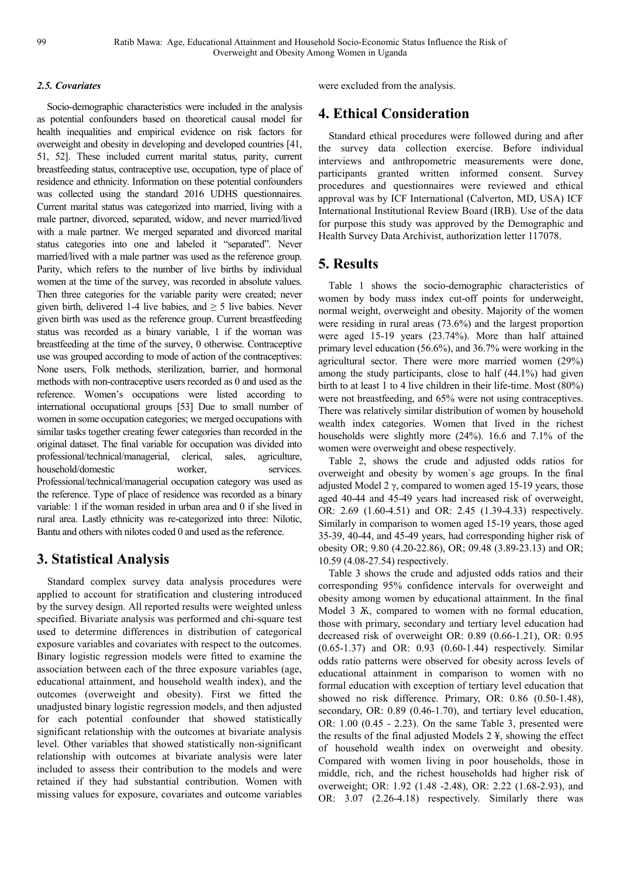### *2.5. Covariates*

Socio-demographic characteristics were included in the analysis as potential confounders based on theoretical causal model for health inequalities and empirical evidence on risk factors for overweight and obesity in developing and developed countries [41, 51, 52]. These included current marital status, parity, current breastfeeding status, contraceptive use, occupation, type of place of residence and ethnicity. Information on these potential confounders was collected using the standard 2016 UDHS questionnaires. Current marital status was categorized into married, living with a male partner, divorced, separated, widow, and never married/lived with a male partner. We merged separated and divorced marital status categories into one and labeled it "separated". Never married/lived with a male partner was used as the reference group. Parity, which refers to the number of live births by individual women at the time of the survey, was recorded in absolute values. Then three categories for the variable parity were created; never given birth, delivered 1-4 live babies, and ≥ 5 live babies. Never given birth was used as the reference group. Current breastfeeding status was recorded as a binary variable, 1 if the woman was breastfeeding at the time of the survey, 0 otherwise. Contraceptive use was grouped according to mode of action of the contraceptives: None users, Folk methods, sterilization, barrier, and hormonal methods with non-contraceptive users recorded as 0 and used as the reference. Women's occupations were listed according to international occupational groups [53] Due to small number of women in some occupation categories; we merged occupations with similar tasks together creating fewer categories than recorded in the original dataset. The final variable for occupation was divided into professional/technical/managerial, clerical, sales, agriculture, household/domestic worker, services. Professional/technical/managerial occupation category was used as the reference. Type of place of residence was recorded as a binary variable: 1 if the woman resided in urban area and 0 if she lived in rural area. Lastly ethnicity was re-categorized into three: Nilotic, Bantu and others with nilotes coded 0 and used as the reference.

# 3. Statistical Analysis

Standard complex survey data analysis procedures were applied to account for stratification and clustering introduced by the survey design. All reported results were weighted unless specified. Bivariate analysis was performed and chi-square test used to determine differences in distribution of categorical exposure variables and covariates with respect to the outcomes. Binary logistic regression models were fitted to examine the association between each of the three exposure variables (age, educational attainment, and household wealth index), and the outcomes (overweight and obesity). First we fitted the unadjusted binary logistic regression models, and then adjusted for each potential confounder that showed statistically significant relationship with the outcomes at bivariate analysis level. Other variables that showed statistically non-significant relationship with outcomes at bivariate analysis were later included to assess their contribution to the models and were retained if they had substantial contribution. Women with missing values for exposure, covariates and outcome variables were excluded from the analysis.

# 4. Ethical Consideration

Standard ethical procedures were followed during and after the survey data collection exercise. Before individual interviews and anthropometric measurements were done, participants granted written informed consent. Survey procedures and questionnaires were reviewed and ethical approval was by ICF International (Calverton, MD, USA) ICF International Institutional Review Board (IRB). Use of the data for purpose this study was approved by the Demographic and Health Survey Data Archivist, authorization letter 117078.

# 5. Results

Table 1 shows the socio-demographic characteristics of women by body mass index cut-off points for underweight, normal weight, overweight and obesity. Majority of the women were residing in rural areas (73.6%) and the largest proportion were aged 15-19 years (23.74%). More than half attained primary level education (56.6%), and 36.7% were working in the agricultural sector. There were more married women (29%) among the study participants, close to half (44.1%) had given birth to at least 1 to 4 live children in their life-time. Most (80%) were not breastfeeding, and 65% were not using contraceptives. There was relatively similar distribution of women by household wealth index categories. Women that lived in the richest households were slightly more (24%). 16.6 and 7.1% of the women were overweight and obese respectively.

Table 2, shows the crude and adjusted odds ratios for overweight and obesity by women`s age groups. In the final adjusted Model 2 γ, compared to women aged 15-19 years, those aged 40-44 and 45-49 years had increased risk of overweight, OR: 2.69 (1.60-4.51) and OR: 2.45 (1.39-4.33) respectively. Similarly in comparison to women aged 15-19 years, those aged 35-39, 40-44, and 45-49 years, had corresponding higher risk of obesity OR; 9.80 (4.20-22.86), OR; 9.48 (3.89-23.13) and OR; 10.59 (4.08-27.54) respectively.

Table 3 shows the crude and adjusted odds ratios and their corresponding 95% confidence intervals for overweight and obesity among women by educational attainment. In the final Model 3 ᛯ, compared to women with no formal education, those with primary, secondary and tertiary level education had decreased risk of overweight OR: 0.89 (0.66-1.21), OR: 0.95 (0.65-1.37) and OR: 0.93 (0.60-1.44) respectively. Similar odds ratio patterns were observed for obesity across levels of educational attainment in comparison to women with no formal education with exception of tertiary level education that showed no risk difference. Primary, OR: 0.86 (0.50-1.48), secondary, OR: 0.89 (0.46-1.70), and tertiary level education, OR: 1.00 (0.45 - 2.23). On the same Table 3, presented were the results of the final adjusted Models 2 ¥, showing the effect of household wealth index on overweight and obesity. Compared with women living in poor households, those in middle, rich, and the richest households had higher risk of overweight; OR: 1.92 (1.48 -2.48), OR: 2.22 (1.68-2.93), and OR: 3.07 (2.26-4.18) respectively. Similarly there was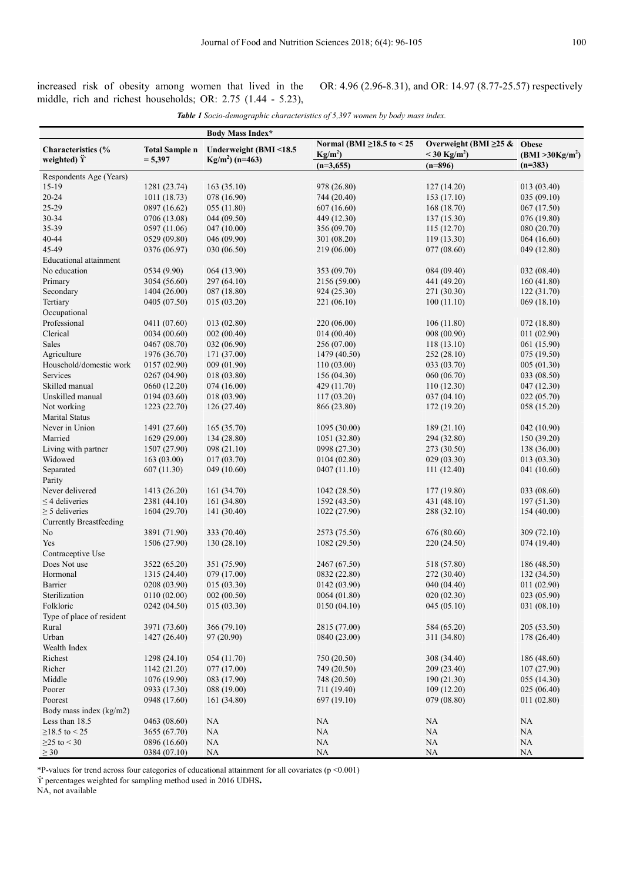increased risk of obesity among women that lived in the middle, rich and richest households; OR: 2.75 (1.44 - 5.23), OR: 4.96 (2.96-8.31), and OR: 14.97 (8.77-25.57) respectively

*Table 1 Socio-demographic characteristics of 5,397 women by body mass index.*

| Characteristics (% weighted) Ϋ | Total Sample n = 5,397 | Body Mass Index* Underweight (BMI <18.5 Kg/m²) (n=463) | Normal (BMI ≥18.5 to < 25 Kg/m²) (n=3,655) | Overweight (BMI ≥25 & < 30 Kg/m²) (n=896) | Obese (BMI >30Kg/m²) (n=383) |
|---|---|---|---|---|---|
| Respondents Age (Years) | | | | | |
| 15-19 | 1281 (23.74) | 163 (35.10) | 978 (26.80) | 127 (14.20) | 013 (03.40) |
| 20-24 | 1011 (18.73) | 078 (16.90) | 744 (20.40) | 153 (17.10) | 035 (09.10) |
| 25-29 | 0897 (16.62) | 055 (11.80) | 607 (16.60) | 168 (18.70) | 067 (17.50) |
| 30-34 | 0706 (13.08) | 044 (09.50) | 449 (12.30) | 137 (15.30) | 076 (19.80) |
| 35-39 | 0597 (11.06) | 047 (10.00) | 356 (09.70) | 115 (12.70) | 080 (20.70) |
| 40-44 | 0529 (09.80) | 046 (09.90) | 301 (08.20) | 119 (13.30) | 064 (16.60) |
| 45-49 | 0376 (06.97) | 030 (06.50) | 219 (06.00) | 077 (08.60) | 049 (12.80) |
| Educational attainment | | | | | |
| No education | 0534 (9.90) | 064 (13.90) | 353 (09.70) | 084 (09.40) | 032 (08.40) |
| Primary | 3054 (56.60) | 297 (64.10) | 2156 (59.00) | 441 (49.20) | 160 (41.80) |
| Secondary | 1404 (26.00) | 087 (18.80) | 924 (25.30) | 271 (30.30) | 122 (31.70) |
| Tertiary | 0405 (07.50) | 015 (03.20) | 221 (06.10) | 100 (11.10) | 069 (18.10) |
| Occupational | | | | | |
| Professional | 0411 (07.60) | 013 (02.80) | 220 (06.00) | 106 (11.80) | 072 (18.80) |
| Clerical | 0034 (00.60) | 002 (00.40) | 014 (00.40) | 008 (00.90) | 011 (02.90) |
| Sales | 0467 (08.70) | 032 (06.90) | 256 (07.00) | 118 (13.10) | 061 (15.90) |
| Agriculture | 1976 (36.70) | 171 (37.00) | 1479 (40.50) | 252 (28.10) | 075 (19.50) |
| Household/domestic work | 0157 (02.90) | 009 (01.90) | 110 (03.00) | 033 (03.70) | 005 (01.30) |
| Services | 0267 (04.90) | 018 (03.80) | 156 (04.30) | 060 (06.70) | 033 (08.50) |
| Skilled manual | 0660 (12.20) | 074 (16.00) | 429 (11.70) | 110 (12.30) | 047 (12.30) |
| Unskilled manual | 0194 (03.60) | 018 (03.90) | 117 (03.20) | 037 (04.10) | 022 (05.70) |
| Not working | 1223 (22.70) | 126 (27.40) | 866 (23.80) | 172 (19.20) | 058 (15.20) |
| Marital Status | | | | | |
| Never in Union | 1491 (27.60) | 165 (35.70) | 1095 (30.00) | 189 (21.10) | 042 (10.90) |
| Married | 1629 (29.00) | 134 (28.80) | 1051 (32.80) | 294 (32.80) | 150 (39.20) |
| Living with partner | 1507 (27.90) | 098 (21.10) | 0998 (27.30) | 273 (30.50) | 138 (36.00) |
| Widowed | 163 (03.00) | 017 (03.70) | 0104 (02.80) | 029 (03.30) | 013 (03.30) |
| Separated | 607 (11.30) | 049 (10.60) | 0407 (11.10) | 111 (12.40) | 041 (10.60) |
| Parity | | | | | |
| Never delivered | 1413 (26.20) | 161 (34.70) | 1042 (28.50) | 177 (19.80) | 033 (08.60) |
| ≤ 4 deliveries | 2381 (44.10) | 161 (34.80) | 1592 (43.50) | 431 (48.10) | 197 (51.30) |
| ≥ 5 deliveries | 1604 (29.70) | 141 (30.40) | 1022 (27.90) | 288 (32.10) | 154 (40.00) |
| Currently Breastfeeding | | | | | |
| No | 3891 (71.90) | 333 (70.40) | 2573 (75.50) | 676 (80.60) | 309 (72.10) |
| Yes | 1506 (27.90) | 130 (28.10) | 1082 (29.50) | 220 (24.50) | 074 (19.40) |
| Contraceptive Use | | | | | |
| Does Not use | 3522 (65.20) | 351 (75.90) | 2467 (67.50) | 518 (57.80) | 186 (48.50) |
| Hormonal | 1315 (24.40) | 079 (17.00) | 0832 (22.80) | 272 (30.40) | 132 (34.50) |
| Barrier | 0208 (03.90) | 015 (03.30) | 0142 (03.90) | 040 (04.40) | 011 (02.90) |
| Sterilization | 0110 (02.00) | 002 (00.50) | 0064 (01.80) | 020 (02.30) | 023 (05.90) |
| Folkloric | 0242 (04.50) | 015 (03.30) | 0150 (04.10) | 045 (05.10) | 031 (08.10) |
| Type of place of resident | | | | | |
| Rural | 3971 (73.60) | 366 (79.10) | 2815 (77.00) | 584 (65.20) | 205 (53.50) |
| Urban | 1427 (26.40) | 97 (20.90) | 0840 (23.00) | 311 (34.80) | 178 (26.40) |
| Wealth Index | | | | | |
| Richest | 1298 (24.10) | 054 (11.70) | 750 (20.50) | 308 (34.40) | 186 (48.60) |
| Richer | 1142 (21.20) | 077 (17.00) | 749 (20.50) | 209 (23.40) | 107 (27.90) |
| Middle | 1076 (19.90) | 083 (17.90) | 748 (20.50) | 190 (21.30) | 055 (14.30) |
| Poorer | 0933 (17.30) | 088 (19.00) | 711 (19.40) | 109 (12.20) | 025 (06.40) |
| Poorest | 0948 (17.60) | 161 (34.80) | 697 (19.10) | 079 (08.80) | 011 (02.80) |
| Body mass index (kg/m2) | | | | | |
| Less than 18.5 | 0463 (08.60) | NA | NA | NA | NA |
| ≥18.5 to < 25 | 3655 (67.70) | NA | NA | NA | NA |
| ≥25 to < 30 | 0896 (16.60) | NA | NA | NA | NA |
| ≥ 30 | 0384 (07.10) | NA | NA | NA | NA |

*P-values for trend across four categories of educational attainment for all covariates ($p < 0.001$)

Ϋ percentages weighted for sampling method used in 2016 UDHS.

NA, not available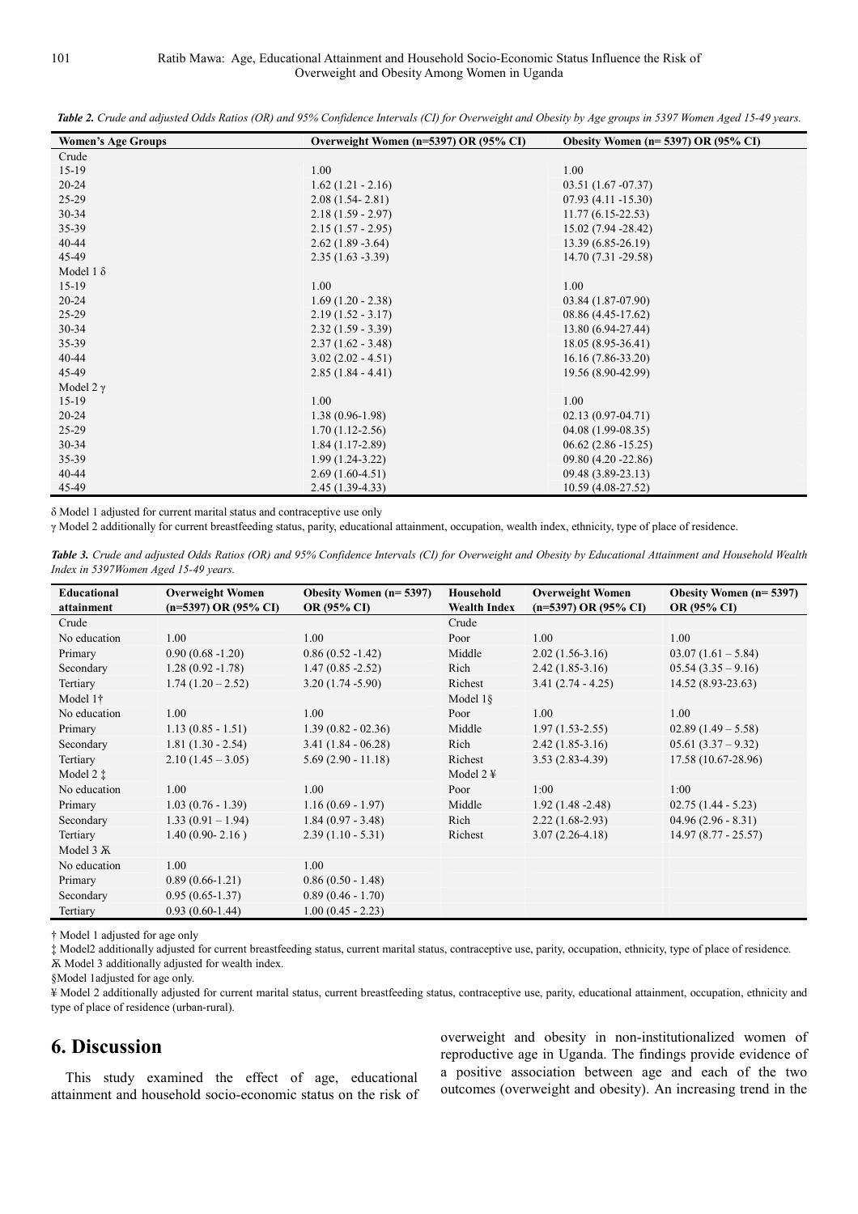*Table 2. Crude and adjusted Odds Ratios (OR) and 95% Confidence Intervals (CI) for Overweight and Obesity by Age groups in 5397 Women Aged 15-49 years.*

| Women's Age Groups | Overweight Women (n=5397) OR (95% CI) | Obesity Women (n= 5397) OR (95% CI) |
|---|---|---|
| Crude | | |
| 15-19 | 1.00 | 1.00 |
| 20-24 | 1.62 (1.21 - 2.16) | 03.51 (1.67 -07.37) |
| 25-29 | 2.08 (1.54- 2.81) | 07.93 (4.11 -15.30) |
| 30-34 | 2.18 (1.59 - 2.97) | 11.77 (6.15-22.53) |
| 35-39 | 2.15 (1.57 - 2.95) | 15.02 (7.94 -28.42) |
| 40-44 | 2.62 (1.89 -3.64) | 13.39 (6.85-26.19) |
| 45-49 | 2.35 (1.63 -3.39) | 14.70 (7.31 -29.58) |
| Model 1 δ | | |
| 15-19 | 1.00 | 1.00 |
| 20-24 | 1.69 (1.20 - 2.38) | 03.84 (1.87-07.90) |
| 25-29 | 2.19 (1.52 - 3.17) | 08.86 (4.45-17.62) |
| 30-34 | 2.32 (1.59 - 3.39) | 13.80 (6.94-27.44) |
| 35-39 | 2.37 (1.62 - 3.48) | 18.05 (8.95-36.41) |
| 40-44 | 3.02 (2.02 - 4.51) | 16.16 (7.86-33.20) |
| 45-49 | 2.85 (1.84 - 4.41) | 19.56 (8.90-42.99) |
| Model 2 γ | | |
| 15-19 | 1.00 | 1.00 |
| 20-24 | 1.38 (0.96-1.98) | 02.13 (0.97-04.71) |
| 25-29 | 1.70 (1.12-2.56) | 04.08 (1.99-08.35) |
| 30-34 | 1.84 (1.17-2.89) | 06.62 (2.86 -15.25) |
| 35-39 | 1.99 (1.24-3.22) | 09.80 (4.20 -22.86) |
| 40-44 | 2.69 (1.60-4.51) | 09.48 (3.89-23.13) |
| 45-49 | 2.45 (1.39-4.33) | 10.59 (4.08-27.52) |

δ Model 1 adjusted for current marital status and contraceptive use only

γ Model 2 additionally for current breastfeeding status, parity, educational attainment, occupation, wealth index, ethnicity, type of place of residence.

*Table 3. Crude and adjusted Odds Ratios (OR) and 95% Confidence Intervals (CI) for Overweight and Obesity by Educational Attainment and Household Wealth Index in 5397Women Aged 15-49 years.*

| Educational attainment | Overweight Women (n=5397) OR (95% CI) | Obesity Women (n= 5397) OR (95% CI) | Household Wealth Index | Overweight Women (n=5397) OR (95% CI) | Obesity Women (n= 5397) OR (95% CI) |
|---|---|---|---|---|---|
| Crude | | | Crude | | |
| No education | 1.00 | 1.00 | Poor | 1.00 | 1.00 |
| Primary | 0.90 (0.68 -1.20) | 0.86 (0.52 -1.42) | Middle | 2.02 (1.56-3.16) | 03.07 (1.61 – 5.84) |
| Secondary | 1.28 (0.92 -1.78) | 1.47 (0.85 -2.52) | Rich | 2.42 (1.85-3.16) | 05.54 (3.35 – 9.16) |
| Tertiary | 1.74 (1.20 – 2.52) | 3.20 (1.74 -5.90) | Richest | 3.41 (2.74 - 4.25) | 14.52 (8.93-23.63) |
| Model 1† | | | Model 1§ | | |
| No education | 1.00 | 1.00 | Poor | 1.00 | 1.00 |
| Primary | 1.13 (0.85 - 1.51) | 1.39 (0.82 - 02.36) | Middle | 1.97 (1.53-2.55) | 02.89 (1.49 – 5.58) |
| Secondary | 1.81 (1.30 - 2.54) | 3.41 (1.84 - 06.28) | Rich | 2.42 (1.85-3.16) | 05.61 (3.37 – 9.32) |
| Tertiary | 2.10 (1.45 – 3.05) | 5.69 (2.90 - 11.18) | Richest | 3.53 (2.83-4.39) | 17.58 (10.67-28.96) |
| Model 2 ‡ | | | Model 2 ¥ | | |
| No education | 1.00 | 1.00 | Poor | 1:00 | 1:00 |
| Primary | 1.03 (0.76 - 1.39) | 1.16 (0.69 - 1.97) | Middle | 1.92 (1.48 -2.48) | 02.75 (1.44 - 5.23) |
| Secondary | 1.33 (0.91 – 1.94) | 1.84 (0.97 - 3.48) | Rich | 2.22 (1.68-2.93) | 04.96 (2.96 - 8.31) |
| Tertiary | 1.40 (0.90- 2.16 ) | 2.39 (1.10 - 5.31) | Richest | 3.07 (2.26-4.18) | 14.97 (8.77 - 25.57) |
| Model 3 Ӂ | | | | | |
| No education | 1.00 | 1.00 | | | |
| Primary | 0.89 (0.66-1.21) | 0.86 (0.50 - 1.48) | | | |
| Secondary | 0.95 (0.65-1.37) | 0.89 (0.46 - 1.70) | | | |
| Tertiary | 0.93 (0.60-1.44) | 1.00 (0.45 - 2.23) | | | |

† Model 1 adjusted for age only

‡ Model2 additionally adjusted for current breastfeeding status, current marital status, contraceptive use, parity, occupation, ethnicity, type of place of residence.

Ӂ Model 3 additionally adjusted for wealth index.

§Model 1adjusted for age only.

¥ Model 2 additionally adjusted for current marital status, current breastfeeding status, contraceptive use, parity, educational attainment, occupation, ethnicity and type of place of residence (urban-rural).

# 6. Discussion

This study examined the effect of age, educational attainment and household socio-economic status on the risk of overweight and obesity in non-institutionalized women of reproductive age in Uganda. The findings provide evidence of a positive association between age and each of the two outcomes (overweight and obesity). An increasing trend in the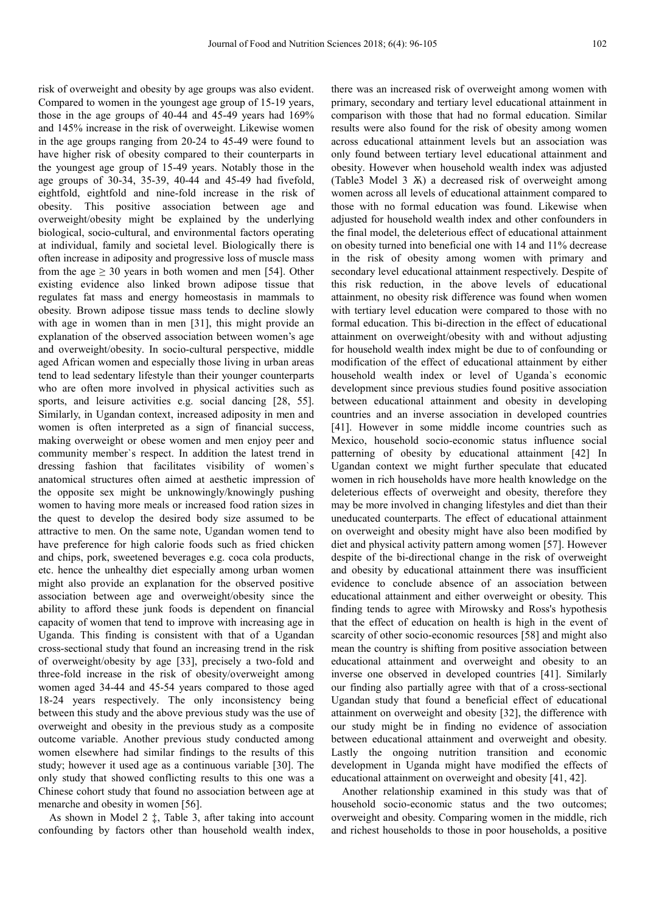risk of overweight and obesity by age groups was also evident. Compared to women in the youngest age group of 15-19 years, those in the age groups of 40-44 and 45-49 years had 169% and 145% increase in the risk of overweight. Likewise women in the age groups ranging from 20-24 to 45-49 were found to have higher risk of obesity compared to their counterparts in the youngest age group of 15-49 years. Notably those in the age groups of 30-34, 35-39, 40-44 and 45-49 had fivefold, eightfold, eightfold and nine-fold increase in the risk of obesity. This positive association between age and overweight/obesity might be explained by the underlying biological, socio-cultural, and environmental factors operating at individual, family and societal level. Biologically there is often increase in adiposity and progressive loss of muscle mass from the age ≥ 30 years in both women and men [54]. Other existing evidence also linked brown adipose tissue that regulates fat mass and energy homeostasis in mammals to obesity. Brown adipose tissue mass tends to decline slowly with age in women than in men [31], this might provide an explanation of the observed association between women's age and overweight/obesity. In socio-cultural perspective, middle aged African women and especially those living in urban areas tend to lead sedentary lifestyle than their younger counterparts who are often more involved in physical activities such as sports, and leisure activities e.g. social dancing [28, 55]. Similarly, in Ugandan context, increased adiposity in men and women is often interpreted as a sign of financial success, making overweight or obese women and men enjoy peer and community member`s respect. In addition the latest trend in dressing fashion that facilitates visibility of women`s anatomical structures often aimed at aesthetic impression of the opposite sex might be unknowingly/knowingly pushing women to having more meals or increased food ration sizes in the quest to develop the desired body size assumed to be attractive to men. On the same note, Ugandan women tend to have preference for high calorie foods such as fried chicken and chips, pork, sweetened beverages e.g. coca cola products, etc. hence the unhealthy diet especially among urban women might also provide an explanation for the observed positive association between age and overweight/obesity since the ability to afford these junk foods is dependent on financial capacity of women that tend to improve with increasing age in Uganda. This finding is consistent with that of a Ugandan cross-sectional study that found an increasing trend in the risk of overweight/obesity by age [33], precisely a two-fold and three-fold increase in the risk of obesity/overweight among women aged 34-44 and 45-54 years compared to those aged 18-24 years respectively. The only inconsistency being between this study and the above previous study was the use of overweight and obesity in the previous study as a composite outcome variable. Another previous study conducted among women elsewhere had similar findings to the results of this study; however it used age as a continuous variable [30]. The only study that showed conflicting results to this one was a Chinese cohort study that found no association between age at menarche and obesity in women [56].

As shown in Model 2 ‡, Table 3, after taking into account confounding by factors other than household wealth index, there was an increased risk of overweight among women with primary, secondary and tertiary level educational attainment in comparison with those that had no formal education. Similar results were also found for the risk of obesity among women across all educational attainment levels but an association was only found between tertiary level educational attainment and obesity. However when household wealth index was adjusted (Table3 Model 3 ӿ) a decreased risk of overweight among women across all levels of educational attainment compared to those with no formal education was found. Likewise when adjusted for household wealth index and other confounders in the final model, the deleterious effect of educational attainment on obesity turned into beneficial one with 14 and 11% decrease in the risk of obesity among women with primary and secondary level educational attainment respectively. Despite of this risk reduction, in the above levels of educational attainment, no obesity risk difference was found when women with tertiary level education were compared to those with no formal education. This bi-direction in the effect of educational attainment on overweight/obesity with and without adjusting for household wealth index might be due to of confounding or modification of the effect of educational attainment by either household wealth index or level of Uganda`s economic development since previous studies found positive association between educational attainment and obesity in developing countries and an inverse association in developed countries [41]. However in some middle income countries such as Mexico, household socio-economic status influence social patterning of obesity by educational attainment [42] In Ugandan context we might further speculate that educated women in rich households have more health knowledge on the deleterious effects of overweight and obesity, therefore they may be more involved in changing lifestyles and diet than their uneducated counterparts. The effect of educational attainment on overweight and obesity might have also been modified by diet and physical activity pattern among women [57]. However despite of the bi-directional change in the risk of overweight and obesity by educational attainment there was insufficient evidence to conclude absence of an association between educational attainment and either overweight or obesity. This finding tends to agree with Mirowsky and Ross's hypothesis that the effect of education on health is high in the event of scarcity of other socio-economic resources [58] and might also mean the country is shifting from positive association between educational attainment and overweight and obesity to an inverse one observed in developed countries [41]. Similarly our finding also partially agree with that of a cross-sectional Ugandan study that found a beneficial effect of educational attainment on overweight and obesity [32], the difference with our study might be in finding no evidence of association between educational attainment and overweight and obesity. Lastly the ongoing nutrition transition and economic development in Uganda might have modified the effects of educational attainment on overweight and obesity [41, 42].

Another relationship examined in this study was that of household socio-economic status and the two outcomes; overweight and obesity. Comparing women in the middle, rich and richest households to those in poor households, a positive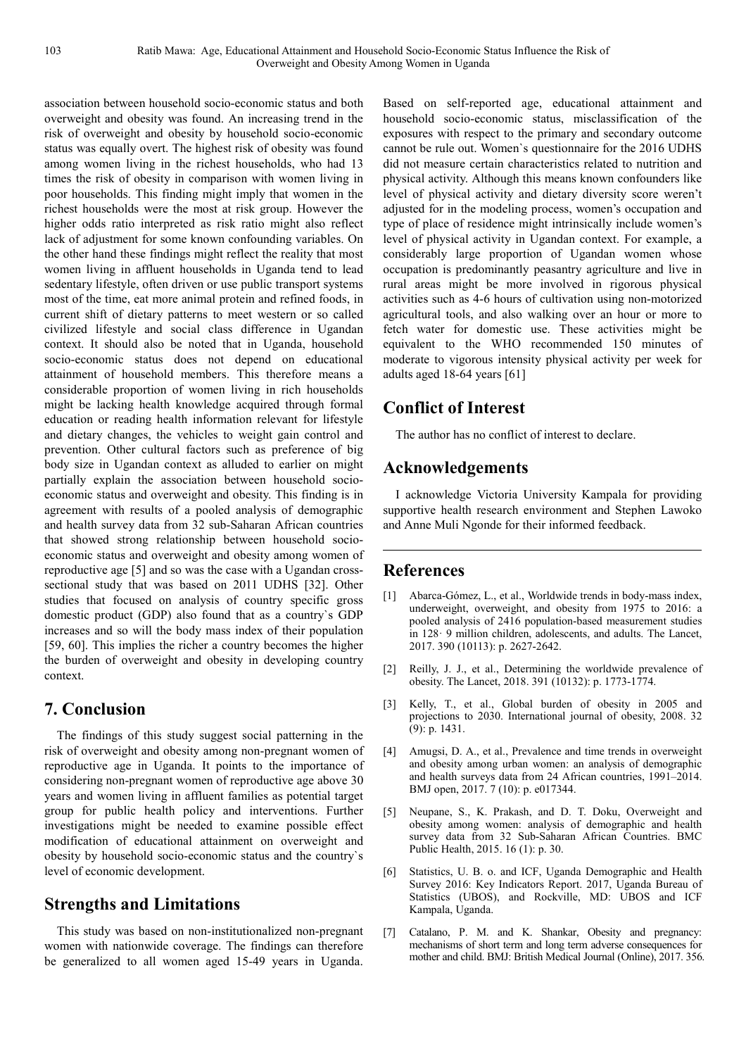association between household socio-economic status and both overweight and obesity was found. An increasing trend in the risk of overweight and obesity by household socio-economic status was equally overt. The highest risk of obesity was found among women living in the richest households, who had 13 times the risk of obesity in comparison with women living in poor households. This finding might imply that women in the richest households were the most at risk group. However the higher odds ratio interpreted as risk ratio might also reflect lack of adjustment for some known confounding variables. On the other hand these findings might reflect the reality that most women living in affluent households in Uganda tend to lead sedentary lifestyle, often driven or use public transport systems most of the time, eat more animal protein and refined foods, in current shift of dietary patterns to meet western or so called civilized lifestyle and social class difference in Ugandan context. It should also be noted that in Uganda, household socio-economic status does not depend on educational attainment of household members. This therefore means a considerable proportion of women living in rich households might be lacking health knowledge acquired through formal education or reading health information relevant for lifestyle and dietary changes, the vehicles to weight gain control and prevention. Other cultural factors such as preference of big body size in Ugandan context as alluded to earlier on might partially explain the association between household socio-economic status and overweight and obesity. This finding is in agreement with results of a pooled analysis of demographic and health survey data from 32 sub-Saharan African countries that showed strong relationship between household socio-economic status and overweight and obesity among women of reproductive age [5] and so was the case with a Ugandan cross-sectional study that was based on 2011 UDHS [32]. Other studies that focused on analysis of country specific gross domestic product (GDP) also found that as a country`s GDP increases and so will the body mass index of their population [59, 60]. This implies the richer a country becomes the higher the burden of overweight and obesity in developing country context.

## 7. Conclusion

The findings of this study suggest social patterning in the risk of overweight and obesity among non-pregnant women of reproductive age in Uganda. It points to the importance of considering non-pregnant women of reproductive age above 30 years and women living in affluent families as potential target group for public health policy and interventions. Further investigations might be needed to examine possible effect modification of educational attainment on overweight and obesity by household socio-economic status and the country`s level of economic development.

## Strengths and Limitations

This study was based on non-institutionalized non-pregnant women with nationwide coverage. The findings can therefore be generalized to all women aged 15-49 years in Uganda. Based on self-reported age, educational attainment and household socio-economic status, misclassification of the exposures with respect to the primary and secondary outcome cannot be rule out. Women`s questionnaire for the 2016 UDHS did not measure certain characteristics related to nutrition and physical activity. Although this means known confounders like level of physical activity and dietary diversity score weren't adjusted for in the modeling process, women's occupation and type of place of residence might intrinsically include women's level of physical activity in Ugandan context. For example, a considerably large proportion of Ugandan women whose occupation is predominantly peasantry agriculture and live in rural areas might be more involved in rigorous physical activities such as 4-6 hours of cultivation using non-motorized agricultural tools, and also walking over an hour or more to fetch water for domestic use. These activities might be equivalent to the WHO recommended 150 minutes of moderate to vigorous intensity physical activity per week for adults aged 18-64 years [61]

## Conflict of Interest

The author has no conflict of interest to declare.

## Acknowledgements

I acknowledge Victoria University Kampala for providing supportive health research environment and Stephen Lawoko and Anne Muli Ngonde for their informed feedback.

## References

[1] Abarca-Gómez, L., et al., Worldwide trends in body-mass index, underweight, overweight, and obesity from 1975 to 2016: a pooled analysis of 2416 population-based measurement studies in 128· 9 million children, adolescents, and adults. The Lancet, 2017. 390 (10113): p. 2627-2642.

[2] Reilly, J. J., et al., Determining the worldwide prevalence of obesity. The Lancet, 2018. 391 (10132): p. 1773-1774.

[3] Kelly, T., et al., Global burden of obesity in 2005 and projections to 2030. International journal of obesity, 2008. 32 (9): p. 1431.

[4] Amugsi, D. A., et al., Prevalence and time trends in overweight and obesity among urban women: an analysis of demographic and health surveys data from 24 African countries, 1991–2014. BMJ open, 2017. 7 (10): p. e017344.

[5] Neupane, S., K. Prakash, and D. T. Doku, Overweight and obesity among women: analysis of demographic and health survey data from 32 Sub-Saharan African Countries. BMC Public Health, 2015. 16 (1): p. 30.

[6] Statistics, U. B. o. and ICF, Uganda Demographic and Health Survey 2016: Key Indicators Report. 2017, Uganda Bureau of Statistics (UBOS), and Rockville, MD: UBOS and ICF Kampala, Uganda.

[7] Catalano, P. M. and K. Shankar, Obesity and pregnancy: mechanisms of short term and long term adverse consequences for mother and child. BMJ: British Medical Journal (Online), 2017. 356.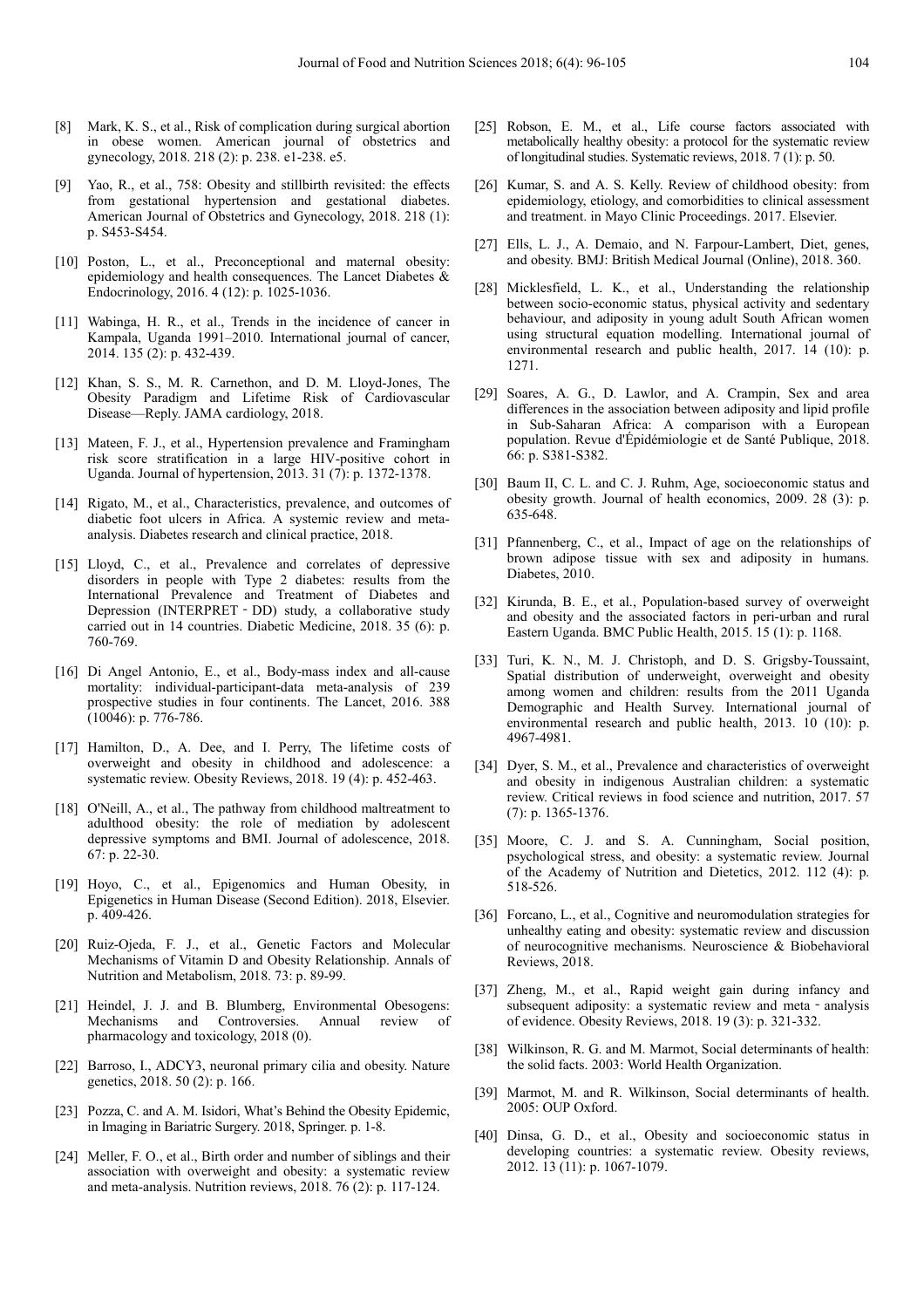[8] Mark, K. S., et al., Risk of complication during surgical abortion in obese women. American journal of obstetrics and gynecology, 2018. 218 (2): p. 238. e1-238. e5.

[9] Yao, R., et al., 758: Obesity and stillbirth revisited: the effects from gestational hypertension and gestational diabetes. American Journal of Obstetrics and Gynecology, 2018. 218 (1): p. S453-S454.

[10] Poston, L., et al., Preconceptional and maternal obesity: epidemiology and health consequences. The Lancet Diabetes & Endocrinology, 2016. 4 (12): p. 1025-1036.

[11] Wabinga, H. R., et al., Trends in the incidence of cancer in Kampala, Uganda 1991–2010. International journal of cancer, 2014. 135 (2): p. 432-439.

[12] Khan, S. S., M. R. Carnethon, and D. M. Lloyd-Jones, The Obesity Paradigm and Lifetime Risk of Cardiovascular Disease—Reply. JAMA cardiology, 2018.

[13] Mateen, F. J., et al., Hypertension prevalence and Framingham risk score stratification in a large HIV-positive cohort in Uganda. Journal of hypertension, 2013. 31 (7): p. 1372-1378.

[14] Rigato, M., et al., Characteristics, prevalence, and outcomes of diabetic foot ulcers in Africa. A systemic review and meta-analysis. Diabetes research and clinical practice, 2018.

[15] Lloyd, C., et al., Prevalence and correlates of depressive disorders in people with Type 2 diabetes: results from the International Prevalence and Treatment of Diabetes and Depression (INTERPRET‐DD) study, a collaborative study carried out in 14 countries. Diabetic Medicine, 2018. 35 (6): p. 760-769.

[16] Di Angel Antonio, E., et al., Body-mass index and all-cause mortality: individual-participant-data meta-analysis of 239 prospective studies in four continents. The Lancet, 2016. 388 (10046): p. 776-786.

[17] Hamilton, D., A. Dee, and I. Perry, The lifetime costs of overweight and obesity in childhood and adolescence: a systematic review. Obesity Reviews, 2018. 19 (4): p. 452-463.

[18] O'Neill, A., et al., The pathway from childhood maltreatment to adulthood obesity: the role of mediation by adolescent depressive symptoms and BMI. Journal of adolescence, 2018. 67: p. 22-30.

[19] Hoyo, C., et al., Epigenomics and Human Obesity, in Epigenetics in Human Disease (Second Edition). 2018, Elsevier. p. 409-426.

[20] Ruiz-Ojeda, F. J., et al., Genetic Factors and Molecular Mechanisms of Vitamin D and Obesity Relationship. Annals of Nutrition and Metabolism, 2018. 73: p. 89-99.

[21] Heindel, J. J. and B. Blumberg, Environmental Obesogens: Mechanisms and Controversies. Annual review of pharmacology and toxicology, 2018 (0).

[22] Barroso, I., ADCY3, neuronal primary cilia and obesity. Nature genetics, 2018. 50 (2): p. 166.

[23] Pozza, C. and A. M. Isidori, What's Behind the Obesity Epidemic, in Imaging in Bariatric Surgery. 2018, Springer. p. 1-8.

[24] Meller, F. O., et al., Birth order and number of siblings and their association with overweight and obesity: a systematic review and meta-analysis. Nutrition reviews, 2018. 76 (2): p. 117-124.

[25] Robson, E. M., et al., Life course factors associated with metabolically healthy obesity: a protocol for the systematic review of longitudinal studies. Systematic reviews, 2018. 7 (1): p. 50.

[26] Kumar, S. and A. S. Kelly. Review of childhood obesity: from epidemiology, etiology, and comorbidities to clinical assessment and treatment. in Mayo Clinic Proceedings. 2017. Elsevier.

[27] Ells, L. J., A. Demaio, and N. Farpour-Lambert, Diet, genes, and obesity. BMJ: British Medical Journal (Online), 2018. 360.

[28] Micklesfield, L. K., et al., Understanding the relationship between socio-economic status, physical activity and sedentary behaviour, and adiposity in young adult South African women using structural equation modelling. International journal of environmental research and public health, 2017. 14 (10): p. 1271.

[29] Soares, A. G., D. Lawlor, and A. Crampin, Sex and area differences in the association between adiposity and lipid profile in Sub-Saharan Africa: A comparison with a European population. Revue d'Épidémiologie et de Santé Publique, 2018. 66: p. S381-S382.

[30] Baum II, C. L. and C. J. Ruhm, Age, socioeconomic status and obesity growth. Journal of health economics, 2009. 28 (3): p. 635-648.

[31] Pfannenberg, C., et al., Impact of age on the relationships of brown adipose tissue with sex and adiposity in humans. Diabetes, 2010.

[32] Kirunda, B. E., et al., Population-based survey of overweight and obesity and the associated factors in peri-urban and rural Eastern Uganda. BMC Public Health, 2015. 15 (1): p. 1168.

[33] Turi, K. N., M. J. Christoph, and D. S. Grigsby-Toussaint, Spatial distribution of underweight, overweight and obesity among women and children: results from the 2011 Uganda Demographic and Health Survey. International journal of environmental research and public health, 2013. 10 (10): p. 4967-4981.

[34] Dyer, S. M., et al., Prevalence and characteristics of overweight and obesity in indigenous Australian children: a systematic review. Critical reviews in food science and nutrition, 2017. 57 (7): p. 1365-1376.

[35] Moore, C. J. and S. A. Cunningham, Social position, psychological stress, and obesity: a systematic review. Journal of the Academy of Nutrition and Dietetics, 2012. 112 (4): p. 518-526.

[36] Forcano, L., et al., Cognitive and neuromodulation strategies for unhealthy eating and obesity: systematic review and discussion of neurocognitive mechanisms. Neuroscience & Biobehavioral Reviews, 2018.

[37] Zheng, M., et al., Rapid weight gain during infancy and subsequent adiposity: a systematic review and meta‐analysis of evidence. Obesity Reviews, 2018. 19 (3): p. 321-332.

[38] Wilkinson, R. G. and M. Marmot, Social determinants of health: the solid facts. 2003: World Health Organization.

[39] Marmot, M. and R. Wilkinson, Social determinants of health. 2005: OUP Oxford.

[40] Dinsa, G. D., et al., Obesity and socioeconomic status in developing countries: a systematic review. Obesity reviews, 2012. 13 (11): p. 1067-1079.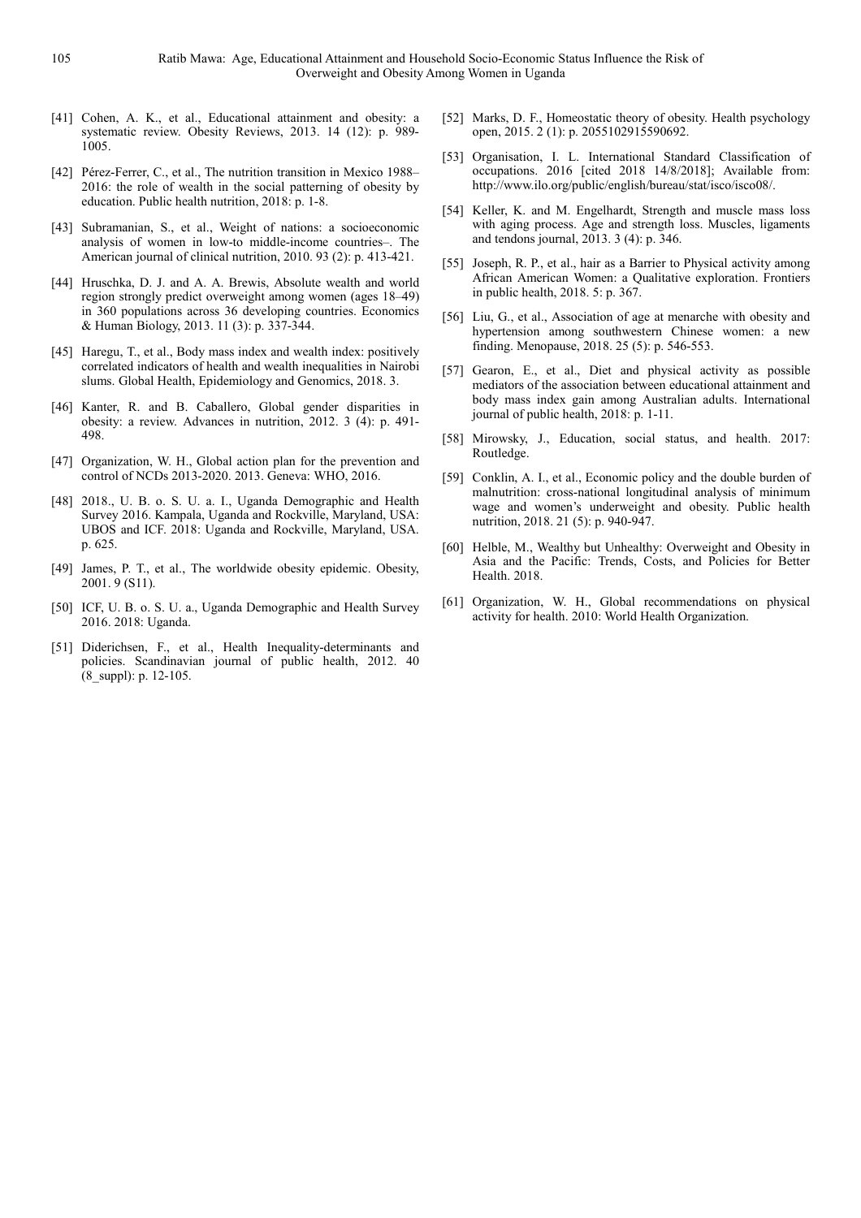[41] Cohen, A. K., et al., Educational attainment and obesity: a systematic review. Obesity Reviews, 2013. 14 (12): p. 989-1005.

[42] Pérez-Ferrer, C., et al., The nutrition transition in Mexico 1988–2016: the role of wealth in the social patterning of obesity by education. Public health nutrition, 2018: p. 1-8.

[43] Subramanian, S., et al., Weight of nations: a socioeconomic analysis of women in low-to middle-income countries–. The American journal of clinical nutrition, 2010. 93 (2): p. 413-421.

[44] Hruschka, D. J. and A. A. Brewis, Absolute wealth and world region strongly predict overweight among women (ages 18–49) in 360 populations across 36 developing countries. Economics & Human Biology, 2013. 11 (3): p. 337-344.

[45] Haregu, T., et al., Body mass index and wealth index: positively correlated indicators of health and wealth inequalities in Nairobi slums. Global Health, Epidemiology and Genomics, 2018. 3.

[46] Kanter, R. and B. Caballero, Global gender disparities in obesity: a review. Advances in nutrition, 2012. 3 (4): p. 491-498.

[47] Organization, W. H., Global action plan for the prevention and control of NCDs 2013-2020. 2013. Geneva: WHO, 2016.

[48] 2018., U. B. o. S. U. a. I., Uganda Demographic and Health Survey 2016. Kampala, Uganda and Rockville, Maryland, USA: UBOS and ICF. 2018: Uganda and Rockville, Maryland, USA. p. 625.

[49] James, P. T., et al., The worldwide obesity epidemic. Obesity, 2001. 9 (S11).

[50] ICF, U. B. o. S. U. a., Uganda Demographic and Health Survey 2016. 2018: Uganda.

[51] Diderichsen, F., et al., Health Inequality-determinants and policies. Scandinavian journal of public health, 2012. 40 (8_suppl): p. 12-105.

[52] Marks, D. F., Homeostatic theory of obesity. Health psychology open, 2015. 2 (1): p. 2055102915590692.

[53] Organisation, I. L. International Standard Classification of occupations. 2016 [cited 2018 14/8/2018]; Available from: http://www.ilo.org/public/english/bureau/stat/isco/isco08/.

[54] Keller, K. and M. Engelhardt, Strength and muscle mass loss with aging process. Age and strength loss. Muscles, ligaments and tendons journal, 2013. 3 (4): p. 346.

[55] Joseph, R. P., et al., hair as a Barrier to Physical activity among African American Women: a Qualitative exploration. Frontiers in public health, 2018. 5: p. 367.

[56] Liu, G., et al., Association of age at menarche with obesity and hypertension among southwestern Chinese women: a new finding. Menopause, 2018. 25 (5): p. 546-553.

[57] Gearon, E., et al., Diet and physical activity as possible mediators of the association between educational attainment and body mass index gain among Australian adults. International journal of public health, 2018: p. 1-11.

[58] Mirowsky, J., Education, social status, and health. 2017: Routledge.

[59] Conklin, A. I., et al., Economic policy and the double burden of malnutrition: cross-national longitudinal analysis of minimum wage and women's underweight and obesity. Public health nutrition, 2018. 21 (5): p. 940-947.

[60] Helble, M., Wealthy but Unhealthy: Overweight and Obesity in Asia and the Pacific: Trends, Costs, and Policies for Better Health. 2018.

[61] Organization, W. H., Global recommendations on physical activity for health. 2010: World Health Organization.